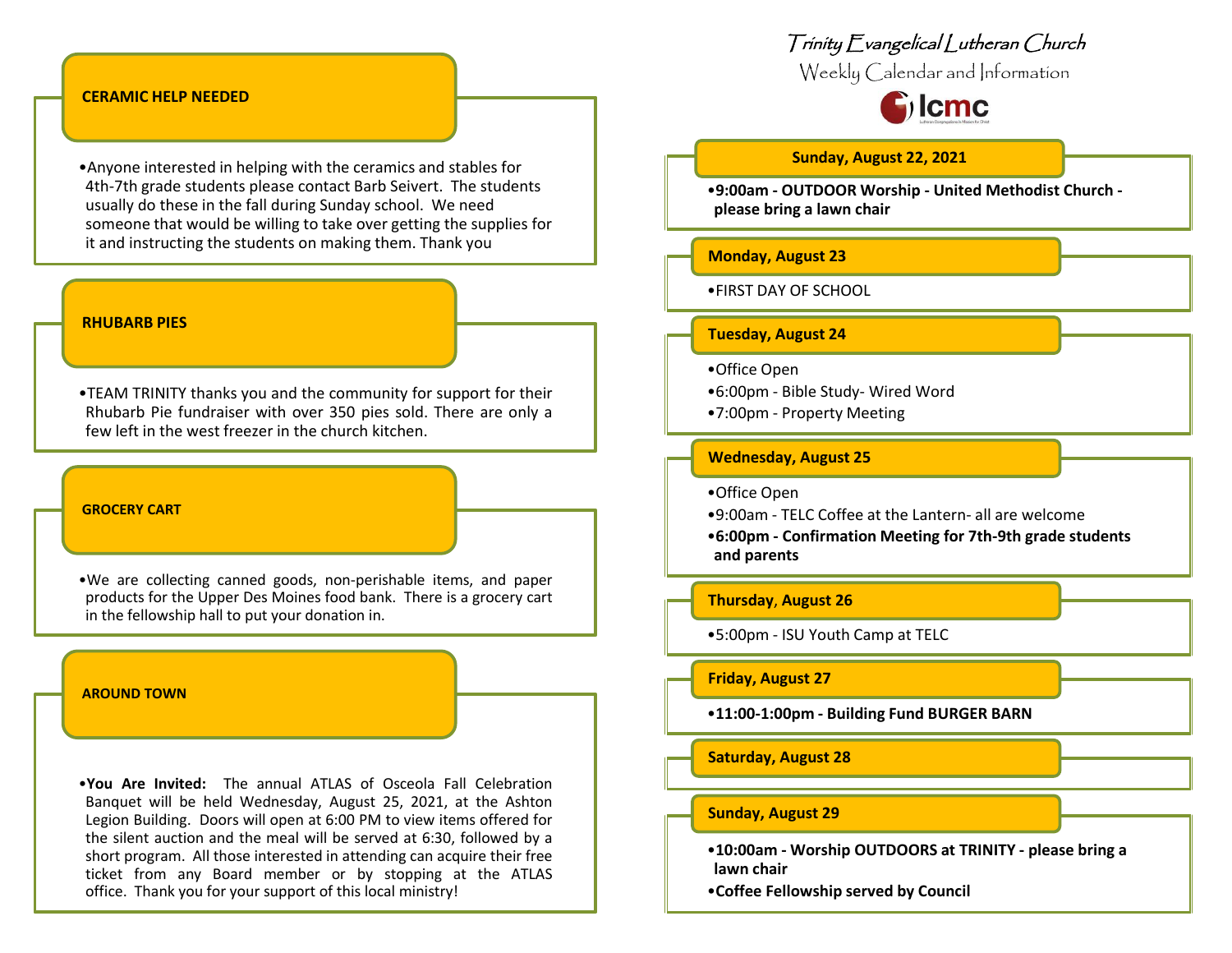# Trinity Evangelical Lutheran Church

Weekly Calendar and Information

lcmc

### Sunday, August 22, 2021

- **9:00am - OUTDOOR Worship - United Methodist Church - please bring a lawn chair**

### Monday, August 23

- FIRST DAY OF SCHOOL

### Tuesday, August 24

- Office Open
- 6:00pm - Bible Study- Wired Word
- 7:00pm - Property Meeting

### Wednesday, August 25

- Office Open
- 9:00am - TELC Coffee at the Lantern- all are welcome
- **6:00pm - Confirmation Meeting for 7th-9th grade students and parents**

### Thursday, August 26

- 5:00pm - ISU Youth Camp at TELC

### Friday, August 27

- **11:00-1:00pm - Building Fund BURGER BARN**

### Saturday, August 28

### Sunday, August 29

- **10:00am - Worship OUTDOORS at TRINITY - please bring a lawn chair**
- **Coffee Fellowship served by Council**

## CERAMIC HELP NEEDED

- Anyone interested in helping with the ceramics and stables for 4th-7th grade students please contact Barb Seivert. The students usually do these in the fall during Sunday school. We need someone that would be willing to take over getting the supplies for it and instructing the students on making them. Thank you

## RHUBARB PIES

- TEAM TRINITY thanks you and the community for support for their Rhubarb Pie fundraiser with over 350 pies sold. There are only a few left in the west freezer in the church kitchen.

## GROCERY CART

- We are collecting canned goods, non-perishable items, and paper products for the Upper Des Moines food bank. There is a grocery cart in the fellowship hall to put your donation in.

## AROUND TOWN

- **You Are Invited:** The annual ATLAS of Osceola Fall Celebration Banquet will be held Wednesday, August 25, 2021, at the Ashton Legion Building. Doors will open at 6:00 PM to view items offered for the silent auction and the meal will be served at 6:30, followed by a short program. All those interested in attending can acquire their free ticket from any Board member or by stopping at the ATLAS office. Thank you for your support of this local ministry!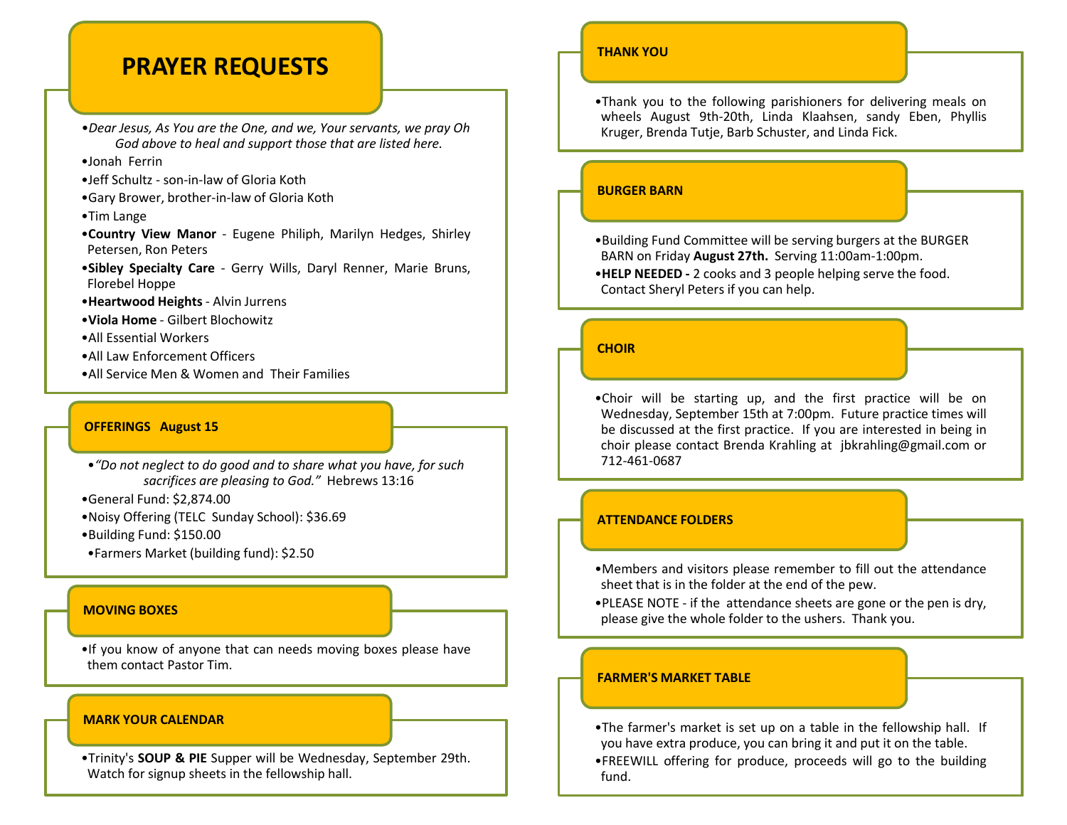# PRAYER REQUESTS

- *Dear Jesus, As You are the One, and we, Your servants, we pray Oh God above to heal and support those that are listed here.*
- Jonah Ferrin
- Jeff Schultz - son-in-law of Gloria Koth
- Gary Brower, brother-in-law of Gloria Koth
- Tim Lange
- **Country View Manor** - Eugene Philiph, Marilyn Hedges, Shirley Petersen, Ron Peters
- **Sibley Specialty Care** - Gerry Wills, Daryl Renner, Marie Bruns, Florebel Hoppe
- **Heartwood Heights** - Alvin Jurrens
- **Viola Home** - Gilbert Blochowitz
- All Essential Workers
- All Law Enforcement Officers
- All Service Men & Women and Their Families

## OFFERINGS August 15

- *"Do not neglect to do good and to share what you have, for such sacrifices are pleasing to God."* Hebrews 13:16
- General Fund: $2,874.00
- Noisy Offering (TELC Sunday School): $36.69
- Building Fund: $150.00
- Farmers Market (building fund): $2.50

## MOVING BOXES

- If you know of anyone that can needs moving boxes please have them contact Pastor Tim.

## MARK YOUR CALENDAR

- Trinity's **SOUP & PIE** Supper will be Wednesday, September 29th. Watch for signup sheets in the fellowship hall.

## THANK YOU

- Thank you to the following parishioners for delivering meals on wheels August 9th-20th, Linda Klaahsen, sandy Eben, Phyllis Kruger, Brenda Tutje, Barb Schuster, and Linda Fick.

## BURGER BARN

- Building Fund Committee will be serving burgers at the BURGER BARN on Friday **August 27th.** Serving 11:00am-1:00pm.
- **HELP NEEDED -** 2 cooks and 3 people helping serve the food. Contact Sheryl Peters if you can help.

## CHOIR

- Choir will be starting up, and the first practice will be on Wednesday, September 15th at 7:00pm. Future practice times will be discussed at the first practice. If you are interested in being in choir please contact Brenda Krahling at jbkrahling@gmail.com or 712-461-0687

## ATTENDANCE FOLDERS

- Members and visitors please remember to fill out the attendance sheet that is in the folder at the end of the pew.
- PLEASE NOTE - if the attendance sheets are gone or the pen is dry, please give the whole folder to the ushers. Thank you.

## FARMER'S MARKET TABLE

- The farmer's market is set up on a table in the fellowship hall. If you have extra produce, you can bring it and put it on the table.
- FREEWILL offering for produce, proceeds will go to the building fund.